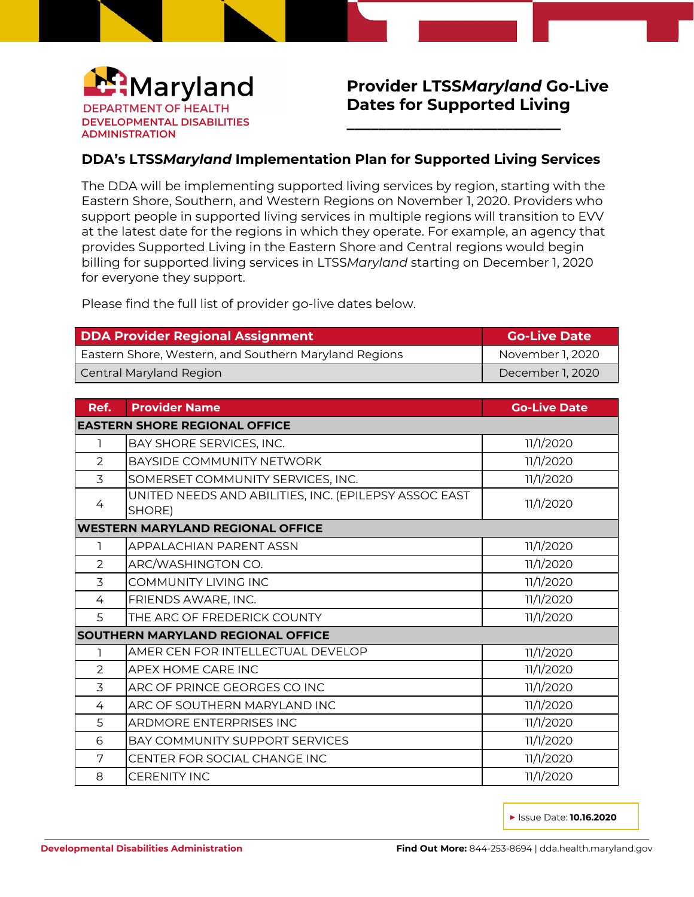Maryland
DEPARTMENT OF HEALTH
DEVELOPMENTAL DISABILITIES ADMINISTRATION

# Provider LTSS*Maryland* Go-Live Dates for Supported Living

## DDA's LTSS*Maryland* Implementation Plan for Supported Living Services

The DDA will be implementing supported living services by region, starting with the Eastern Shore, Southern, and Western Regions on November 1, 2020. Providers who support people in supported living services in multiple regions will transition to EVV at the latest date for the regions in which they operate. For example, an agency that provides Supported Living in the Eastern Shore and Central regions would begin billing for supported living services in LTSS*Maryland* starting on December 1, 2020 for everyone they support.

Please find the full list of provider go-live dates below.

| DDA Provider Regional Assignment | Go-Live Date |
|---|---|
| Eastern Shore, Western, and Southern Maryland Regions | November 1, 2020 |
| Central Maryland Region | December 1, 2020 |

| Ref. | Provider Name | Go-Live Date |
|---|---|---|
| **EASTERN SHORE REGIONAL OFFICE** | | |
| 1 | BAY SHORE SERVICES, INC. | 11/1/2020 |
| 2 | BAYSIDE COMMUNITY NETWORK | 11/1/2020 |
| 3 | SOMERSET COMMUNITY SERVICES, INC. | 11/1/2020 |
| 4 | UNITED NEEDS AND ABILITIES, INC. (EPILEPSY ASSOC EAST SHORE) | 11/1/2020 |
| **WESTERN MARYLAND REGIONAL OFFICE** | | |
| 1 | APPALACHIAN PARENT ASSN | 11/1/2020 |
| 2 | ARC/WASHINGTON CO. | 11/1/2020 |
| 3 | COMMUNITY LIVING INC | 11/1/2020 |
| 4 | FRIENDS AWARE, INC. | 11/1/2020 |
| 5 | THE ARC OF FREDERICK COUNTY | 11/1/2020 |
| **SOUTHERN MARYLAND REGIONAL OFFICE** | | |
| 1 | AMER CEN FOR INTELLECTUAL DEVELOP | 11/1/2020 |
| 2 | APEX HOME CARE INC | 11/1/2020 |
| 3 | ARC OF PRINCE GEORGES CO INC | 11/1/2020 |
| 4 | ARC OF SOUTHERN MARYLAND INC | 11/1/2020 |
| 5 | ARDMORE ENTERPRISES INC | 11/1/2020 |
| 6 | BAY COMMUNITY SUPPORT SERVICES | 11/1/2020 |
| 7 | CENTER FOR SOCIAL CHANGE INC | 11/1/2020 |
| 8 | CERENITY INC | 11/1/2020 |

▸ Issue Date: **10.16.2020**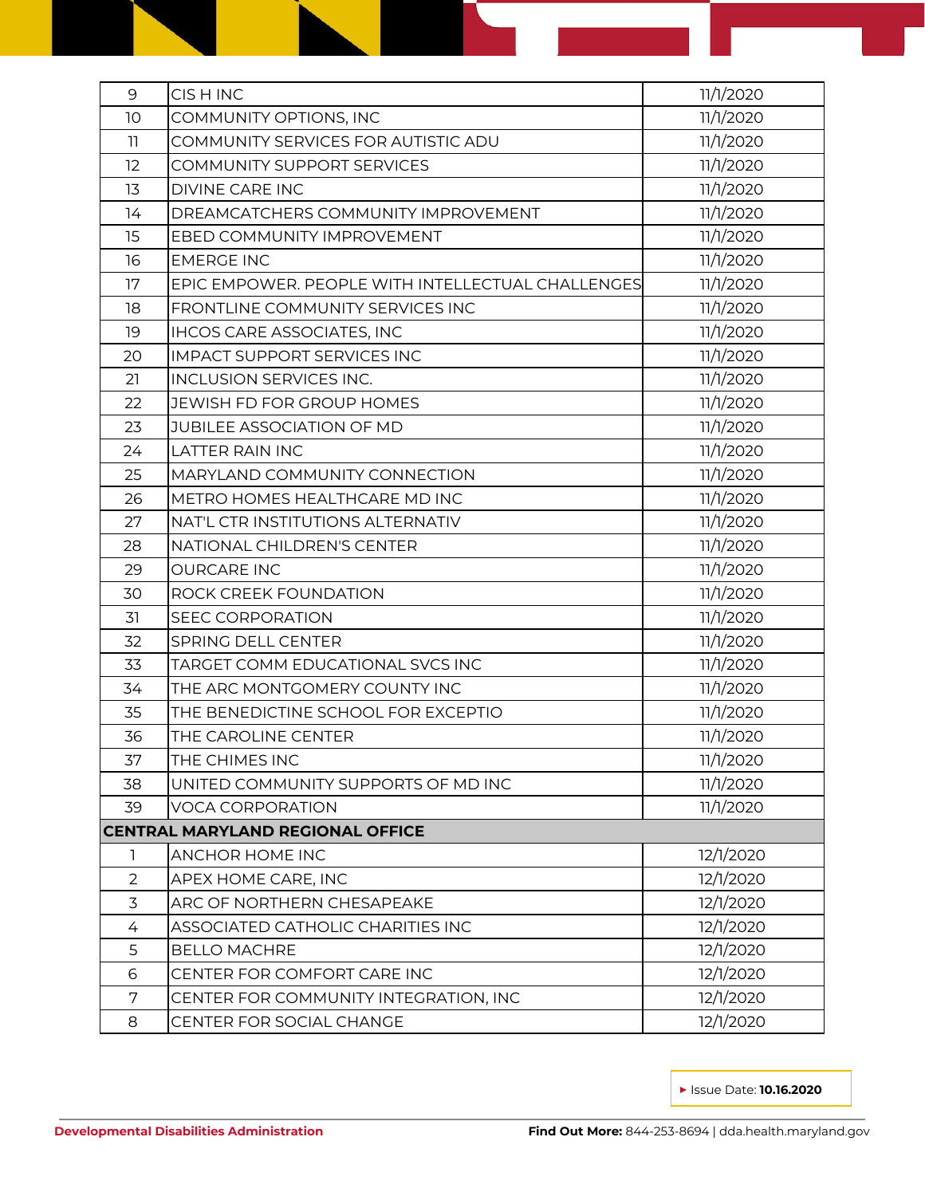| | | |
|---|---|---|
| 9 | CIS H INC | 11/1/2020 |
| 10 | COMMUNITY OPTIONS, INC | 11/1/2020 |
| 11 | COMMUNITY SERVICES FOR AUTISTIC ADU | 11/1/2020 |
| 12 | COMMUNITY SUPPORT SERVICES | 11/1/2020 |
| 13 | DIVINE CARE INC | 11/1/2020 |
| 14 | DREAMCATCHERS COMMUNITY IMPROVEMENT | 11/1/2020 |
| 15 | EBED COMMUNITY IMPROVEMENT | 11/1/2020 |
| 16 | EMERGE INC | 11/1/2020 |
| 17 | EPIC EMPOWER. PEOPLE WITH INTELLECTUAL CHALLENGES | 11/1/2020 |
| 18 | FRONTLINE COMMUNITY SERVICES INC | 11/1/2020 |
| 19 | IHCOS CARE ASSOCIATES, INC | 11/1/2020 |
| 20 | IMPACT SUPPORT SERVICES INC | 11/1/2020 |
| 21 | INCLUSION SERVICES INC. | 11/1/2020 |
| 22 | JEWISH FD FOR GROUP HOMES | 11/1/2020 |
| 23 | JUBILEE ASSOCIATION OF MD | 11/1/2020 |
| 24 | LATTER RAIN INC | 11/1/2020 |
| 25 | MARYLAND COMMUNITY CONNECTION | 11/1/2020 |
| 26 | METRO HOMES HEALTHCARE MD INC | 11/1/2020 |
| 27 | NAT'L CTR INSTITUTIONS ALTERNATIV | 11/1/2020 |
| 28 | NATIONAL CHILDREN'S CENTER | 11/1/2020 |
| 29 | OURCARE INC | 11/1/2020 |
| 30 | ROCK CREEK FOUNDATION | 11/1/2020 |
| 31 | SEEC CORPORATION | 11/1/2020 |
| 32 | SPRING DELL CENTER | 11/1/2020 |
| 33 | TARGET COMM EDUCATIONAL SVCS INC | 11/1/2020 |
| 34 | THE ARC MONTGOMERY COUNTY INC | 11/1/2020 |
| 35 | THE BENEDICTINE SCHOOL FOR EXCEPTIO | 11/1/2020 |
| 36 | THE CAROLINE CENTER | 11/1/2020 |
| 37 | THE CHIMES INC | 11/1/2020 |
| 38 | UNITED COMMUNITY SUPPORTS OF MD INC | 11/1/2020 |
| 39 | VOCA CORPORATION | 11/1/2020 |
| **CENTRAL MARYLAND REGIONAL OFFICE** | | |
| 1 | ANCHOR HOME INC | 12/1/2020 |
| 2 | APEX HOME CARE, INC | 12/1/2020 |
| 3 | ARC OF NORTHERN CHESAPEAKE | 12/1/2020 |
| 4 | ASSOCIATED CATHOLIC CHARITIES INC | 12/1/2020 |
| 5 | BELLO MACHRE | 12/1/2020 |
| 6 | CENTER FOR COMFORT CARE INC | 12/1/2020 |
| 7 | CENTER FOR COMMUNITY INTEGRATION, INC | 12/1/2020 |
| 8 | CENTER FOR SOCIAL CHANGE | 12/1/2020 |

▸ Issue Date: **10.16.2020**

**Developmental Disabilities Administration**

**Find Out More:** 844-253-8694 | dda.health.maryland.gov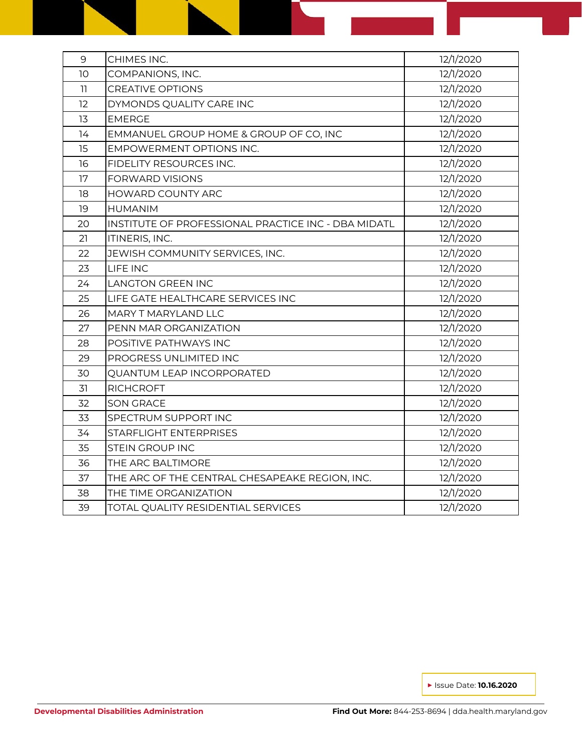| | | |
|---|---|---|
| 9 | CHIMES INC. | 12/1/2020 |
| 10 | COMPANIONS, INC. | 12/1/2020 |
| 11 | CREATIVE OPTIONS | 12/1/2020 |
| 12 | DYMONDS QUALITY CARE INC | 12/1/2020 |
| 13 | EMERGE | 12/1/2020 |
| 14 | EMMANUEL GROUP HOME & GROUP OF CO, INC | 12/1/2020 |
| 15 | EMPOWERMENT OPTIONS INC. | 12/1/2020 |
| 16 | FIDELITY RESOURCES INC. | 12/1/2020 |
| 17 | FORWARD VISIONS | 12/1/2020 |
| 18 | HOWARD COUNTY ARC | 12/1/2020 |
| 19 | HUMANIM | 12/1/2020 |
| 20 | INSTITUTE OF PROFESSIONAL PRACTICE INC - DBA MIDATL | 12/1/2020 |
| 21 | ITINERIS, INC. | 12/1/2020 |
| 22 | JEWISH COMMUNITY SERVICES, INC. | 12/1/2020 |
| 23 | LIFE INC | 12/1/2020 |
| 24 | LANGTON GREEN INC | 12/1/2020 |
| 25 | LIFE GATE HEALTHCARE SERVICES INC | 12/1/2020 |
| 26 | MARY T MARYLAND LLC | 12/1/2020 |
| 27 | PENN MAR ORGANIZATION | 12/1/2020 |
| 28 | POSiTIVE PATHWAYS INC | 12/1/2020 |
| 29 | PROGRESS UNLIMITED INC | 12/1/2020 |
| 30 | QUANTUM LEAP INCORPORATED | 12/1/2020 |
| 31 | RICHCROFT | 12/1/2020 |
| 32 | SON GRACE | 12/1/2020 |
| 33 | SPECTRUM SUPPORT INC | 12/1/2020 |
| 34 | STARFLIGHT ENTERPRISES | 12/1/2020 |
| 35 | STEIN GROUP INC | 12/1/2020 |
| 36 | THE ARC BALTIMORE | 12/1/2020 |
| 37 | THE ARC OF THE CENTRAL CHESAPEAKE REGION, INC. | 12/1/2020 |
| 38 | THE TIME ORGANIZATION | 12/1/2020 |
| 39 | TOTAL QUALITY RESIDENTIAL SERVICES | 12/1/2020 |

▸ Issue Date: **10.16.2020**

**Developmental Disabilities Administration**

**Find Out More:** 844-253-8694 | dda.health.maryland.gov